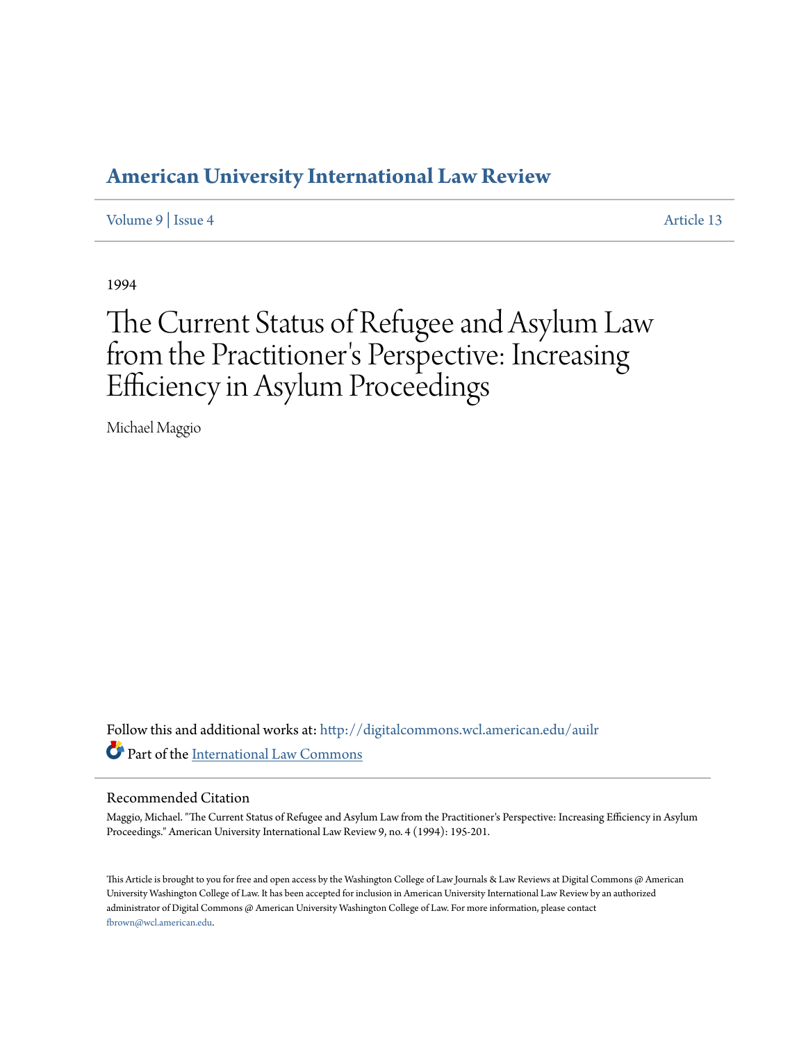# American University International Law Review

Volume 9 | Issue 4 Article 13

1994

# The Current Status of Refugee and Asylum Law from the Practitioner's Perspective: Increasing Efficiency in Asylum Proceedings

Michael Maggio

Follow this and additional works at: http://digitalcommons.wcl.american.edu/auilr

Part of the International Law Commons

## Recommended Citation

Maggio, Michael. "The Current Status of Refugee and Asylum Law from the Practitioner's Perspective: Increasing Efficiency in Asylum Proceedings." American University International Law Review 9, no. 4 (1994): 195-201.

This Article is brought to you for free and open access by the Washington College of Law Journals & Law Reviews at Digital Commons @ American University Washington College of Law. It has been accepted for inclusion in American University International Law Review by an authorized administrator of Digital Commons @ American University Washington College of Law. For more information, please contact fbrown@wcl.american.edu.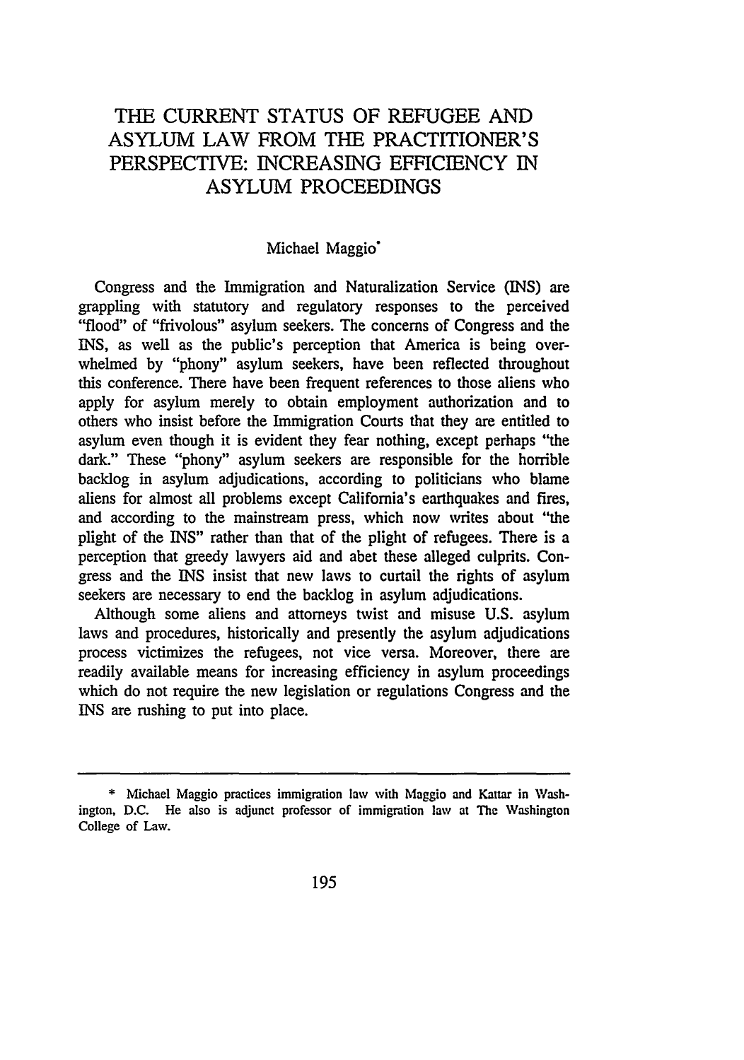# THE CURRENT STATUS OF REFUGEE AND ASYLUM LAW FROM THE PRACTITIONER'S PERSPECTIVE: INCREASING EFFICIENCY IN ASYLUM PROCEEDINGS

Michael Maggio*

Congress and the Immigration and Naturalization Service (INS) are grappling with statutory and regulatory responses to the perceived "flood" of "frivolous" asylum seekers. The concerns of Congress and the INS, as well as the public's perception that America is being overwhelmed by "phony" asylum seekers, have been reflected throughout this conference. There have been frequent references to those aliens who apply for asylum merely to obtain employment authorization and to others who insist before the Immigration Courts that they are entitled to asylum even though it is evident they fear nothing, except perhaps "the dark." These "phony" asylum seekers are responsible for the horrible backlog in asylum adjudications, according to politicians who blame aliens for almost all problems except California's earthquakes and fires, and according to the mainstream press, which now writes about "the plight of the INS" rather than that of the plight of refugees. There is a perception that greedy lawyers aid and abet these alleged culprits. Congress and the INS insist that new laws to curtail the rights of asylum seekers are necessary to end the backlog in asylum adjudications.

Although some aliens and attorneys twist and misuse U.S. asylum laws and procedures, historically and presently the asylum adjudications process victimizes the refugees, not vice versa. Moreover, there are readily available means for increasing efficiency in asylum proceedings which do not require the new legislation or regulations Congress and the INS are rushing to put into place.

---

\* Michael Maggio practices immigration law with Maggio and Kattar in Washington, D.C. He also is adjunct professor of immigration law at The Washington College of Law.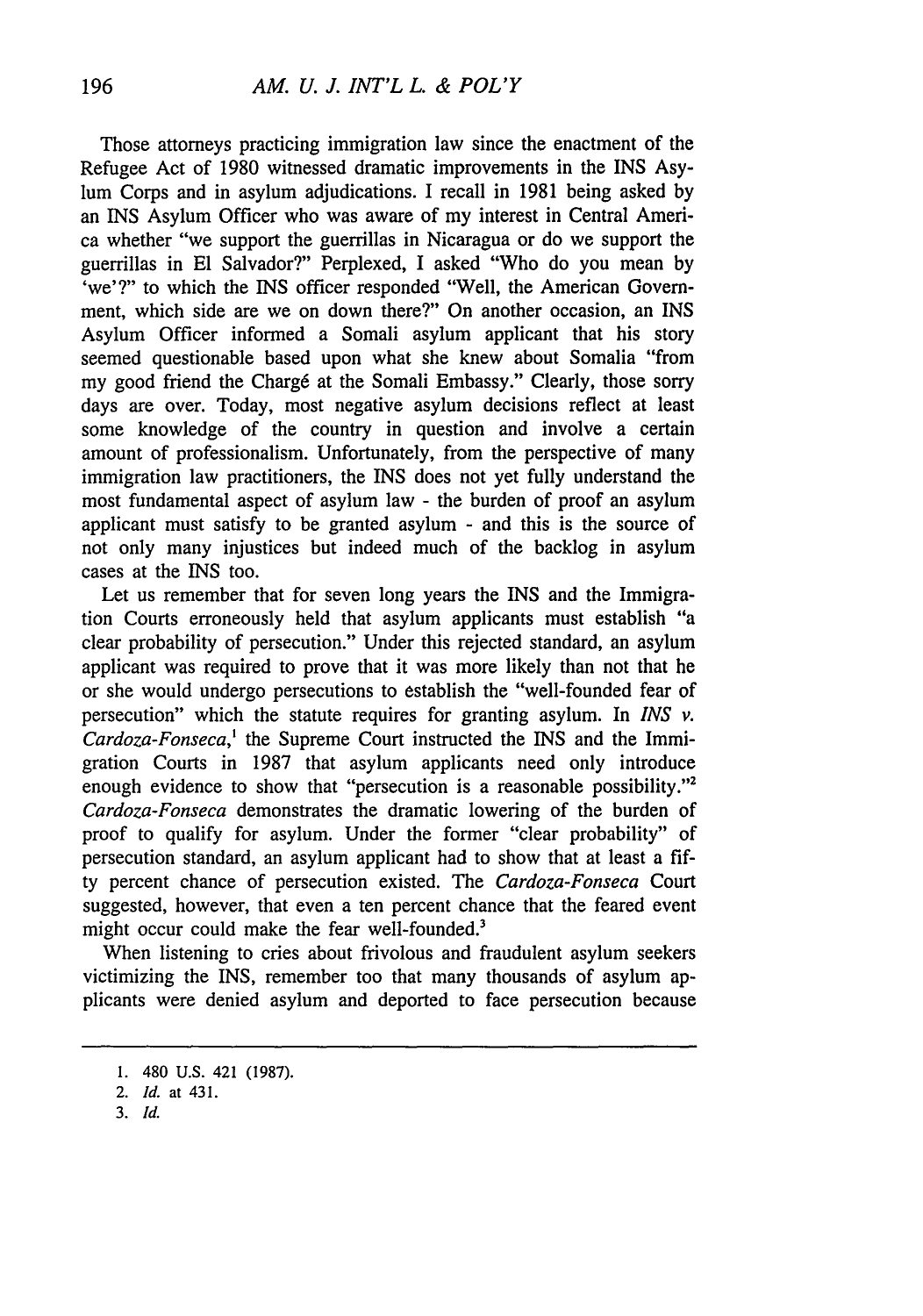Those attorneys practicing immigration law since the enactment of the Refugee Act of 1980 witnessed dramatic improvements in the INS Asylum Corps and in asylum adjudications. I recall in 1981 being asked by an INS Asylum Officer who was aware of my interest in Central America whether "we support the guerrillas in Nicaragua or do we support the guerrillas in El Salvador?" Perplexed, I asked "Who do you mean by 'we'?" to which the INS officer responded "Well, the American Government, which side are we on down there?" On another occasion, an INS Asylum Officer informed a Somali asylum applicant that his story seemed questionable based upon what she knew about Somalia "from my good friend the Chargé at the Somali Embassy." Clearly, those sorry days are over. Today, most negative asylum decisions reflect at least some knowledge of the country in question and involve a certain amount of professionalism. Unfortunately, from the perspective of many immigration law practitioners, the INS does not yet fully understand the most fundamental aspect of asylum law - the burden of proof an asylum applicant must satisfy to be granted asylum - and this is the source of not only many injustices but indeed much of the backlog in asylum cases at the INS too.

Let us remember that for seven long years the INS and the Immigration Courts erroneously held that asylum applicants must establish "a clear probability of persecution." Under this rejected standard, an asylum applicant was required to prove that it was more likely than not that he or she would undergo persecutions to establish the "well-founded fear of persecution" which the statute requires for granting asylum. In *INS v. Cardoza-Fonseca*,[1] the Supreme Court instructed the INS and the Immigration Courts in 1987 that asylum applicants need only introduce enough evidence to show that "persecution is a reasonable possibility."[2] *Cardoza-Fonseca* demonstrates the dramatic lowering of the burden of proof to qualify for asylum. Under the former "clear probability" of persecution standard, an asylum applicant had to show that at least a fifty percent chance of persecution existed. The *Cardoza-Fonseca* Court suggested, however, that even a ten percent chance that the feared event might occur could make the fear well-founded.[3]

When listening to cries about frivolous and fraudulent asylum seekers victimizing the INS, remember too that many thousands of asylum applicants were denied asylum and deported to face persecution because

---

1. 480 U.S. 421 (1987).
2. *Id.* at 431.
3. *Id.*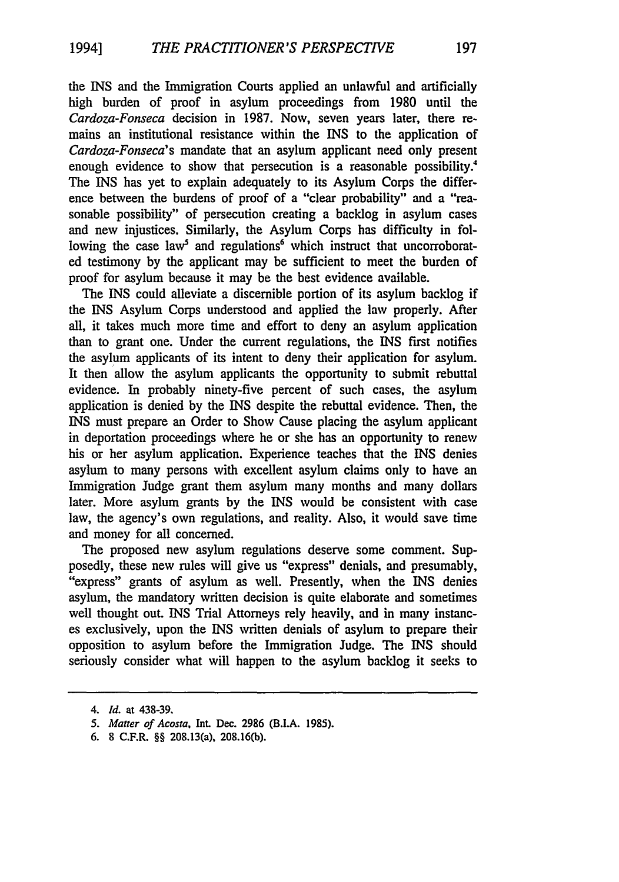the INS and the Immigration Courts applied an unlawful and artificially high burden of proof in asylum proceedings from 1980 until the *Cardoza-Fonseca* decision in 1987. Now, seven years later, there remains an institutional resistance within the INS to the application of *Cardoza-Fonseca*'s mandate that an asylum applicant need only present enough evidence to show that persecution is a reasonable possibility.[4] The INS has yet to explain adequately to its Asylum Corps the difference between the burdens of proof of a "clear probability" and a "reasonable possibility" of persecution creating a backlog in asylum cases and new injustices. Similarly, the Asylum Corps has difficulty in following the case law[5] and regulations[6] which instruct that uncorroborated testimony by the applicant may be sufficient to meet the burden of proof for asylum because it may be the best evidence available.

The INS could alleviate a discernible portion of its asylum backlog if the INS Asylum Corps understood and applied the law properly. After all, it takes much more time and effort to deny an asylum application than to grant one. Under the current regulations, the INS first notifies the asylum applicants of its intent to deny their application for asylum. It then allow the asylum applicants the opportunity to submit rebuttal evidence. In probably ninety-five percent of such cases, the asylum application is denied by the INS despite the rebuttal evidence. Then, the INS must prepare an Order to Show Cause placing the asylum applicant in deportation proceedings where he or she has an opportunity to renew his or her asylum application. Experience teaches that the INS denies asylum to many persons with excellent asylum claims only to have an Immigration Judge grant them asylum many months and many dollars later. More asylum grants by the INS would be consistent with case law, the agency's own regulations, and reality. Also, it would save time and money for all concerned.

The proposed new asylum regulations deserve some comment. Supposedly, these new rules will give us "express" denials, and presumably, "express" grants of asylum as well. Presently, when the INS denies asylum, the mandatory written decision is quite elaborate and sometimes well thought out. INS Trial Attorneys rely heavily, and in many instances exclusively, upon the INS written denials of asylum to prepare their opposition to asylum before the Immigration Judge. The INS should seriously consider what will happen to the asylum backlog it seeks to

---

4. *Id.* at 438-39.
5. *Matter of Acosta*, Int. Dec. 2986 (B.I.A. 1985).
6. 8 C.F.R. §§ 208.13(a), 208.16(b).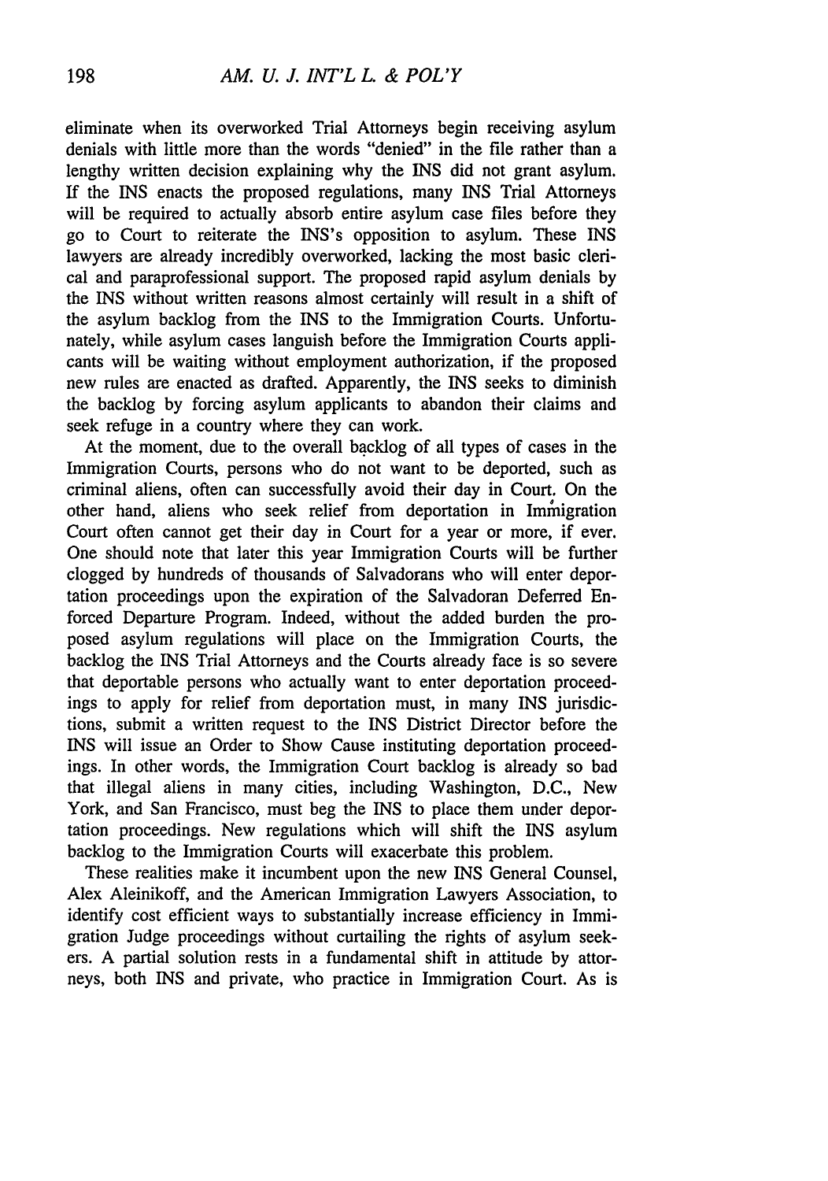eliminate when its overworked Trial Attorneys begin receiving asylum denials with little more than the words "denied" in the file rather than a lengthy written decision explaining why the INS did not grant asylum. If the INS enacts the proposed regulations, many INS Trial Attorneys will be required to actually absorb entire asylum case files before they go to Court to reiterate the INS's opposition to asylum. These INS lawyers are already incredibly overworked, lacking the most basic clerical and paraprofessional support. The proposed rapid asylum denials by the INS without written reasons almost certainly will result in a shift of the asylum backlog from the INS to the Immigration Courts. Unfortunately, while asylum cases languish before the Immigration Courts applicants will be waiting without employment authorization, if the proposed new rules are enacted as drafted. Apparently, the INS seeks to diminish the backlog by forcing asylum applicants to abandon their claims and seek refuge in a country where they can work.

At the moment, due to the overall backlog of all types of cases in the Immigration Courts, persons who do not want to be deported, such as criminal aliens, often can successfully avoid their day in Court. On the other hand, aliens who seek relief from deportation in Immigration Court often cannot get their day in Court for a year or more, if ever. One should note that later this year Immigration Courts will be further clogged by hundreds of thousands of Salvadorans who will enter deportation proceedings upon the expiration of the Salvadoran Deferred Enforced Departure Program. Indeed, without the added burden the proposed asylum regulations will place on the Immigration Courts, the backlog the INS Trial Attorneys and the Courts already face is so severe that deportable persons who actually want to enter deportation proceedings to apply for relief from deportation must, in many INS jurisdictions, submit a written request to the INS District Director before the INS will issue an Order to Show Cause instituting deportation proceedings. In other words, the Immigration Court backlog is already so bad that illegal aliens in many cities, including Washington, D.C., New York, and San Francisco, must beg the INS to place them under deportation proceedings. New regulations which will shift the INS asylum backlog to the Immigration Courts will exacerbate this problem.

These realities make it incumbent upon the new INS General Counsel, Alex Aleinikoff, and the American Immigration Lawyers Association, to identify cost efficient ways to substantially increase efficiency in Immigration Judge proceedings without curtailing the rights of asylum seekers. A partial solution rests in a fundamental shift in attitude by attorneys, both INS and private, who practice in Immigration Court. As is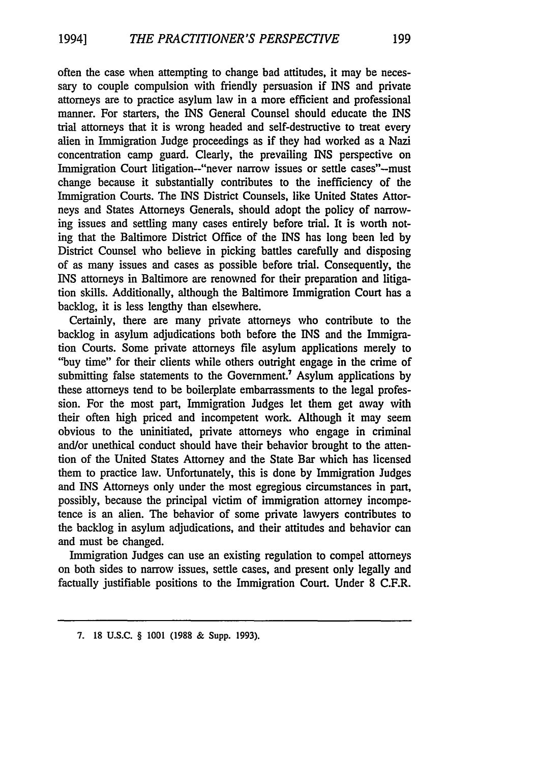often the case when attempting to change bad attitudes, it may be necessary to couple compulsion with friendly persuasion if INS and private attorneys are to practice asylum law in a more efficient and professional manner. For starters, the INS General Counsel should educate the INS trial attorneys that it is wrong headed and self-destructive to treat every alien in Immigration Judge proceedings as if they had worked as a Nazi concentration camp guard. Clearly, the prevailing INS perspective on Immigration Court litigation--"never narrow issues or settle cases"--must change because it substantially contributes to the inefficiency of the Immigration Courts. The INS District Counsels, like United States Attorneys and States Attorneys Generals, should adopt the policy of narrowing issues and settling many cases entirely before trial. It is worth noting that the Baltimore District Office of the INS has long been led by District Counsel who believe in picking battles carefully and disposing of as many issues and cases as possible before trial. Consequently, the INS attorneys in Baltimore are renowned for their preparation and litigation skills. Additionally, although the Baltimore Immigration Court has a backlog, it is less lengthy than elsewhere.

Certainly, there are many private attorneys who contribute to the backlog in asylum adjudications both before the INS and the Immigration Courts. Some private attorneys file asylum applications merely to "buy time" for their clients while others outright engage in the crime of submitting false statements to the Government.[7] Asylum applications by these attorneys tend to be boilerplate embarrassments to the legal profession. For the most part, Immigration Judges let them get away with their often high priced and incompetent work. Although it may seem obvious to the uninitiated, private attorneys who engage in criminal and/or unethical conduct should have their behavior brought to the attention of the United States Attorney and the State Bar which has licensed them to practice law. Unfortunately, this is done by Immigration Judges and INS Attorneys only under the most egregious circumstances in part, possibly, because the principal victim of immigration attorney incompetence is an alien. The behavior of some private lawyers contributes to the backlog in asylum adjudications, and their attitudes and behavior can and must be changed.

Immigration Judges can use an existing regulation to compel attorneys on both sides to narrow issues, settle cases, and present only legally and factually justifiable positions to the Immigration Court. Under 8 C.F.R.

---

7. 18 U.S.C. § 1001 (1988 & Supp. 1993).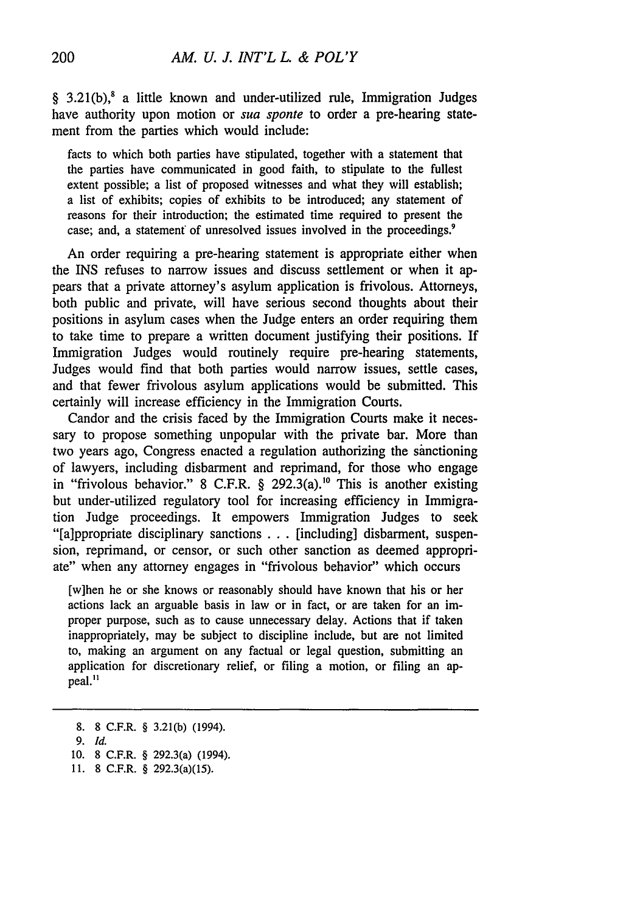§ 3.21(b),[8] a little known and under-utilized rule, Immigration Judges have authority upon motion or *sua sponte* to order a pre-hearing statement from the parties which would include:

> facts to which both parties have stipulated, together with a statement that the parties have communicated in good faith, to stipulate to the fullest extent possible; a list of proposed witnesses and what they will establish; a list of exhibits; copies of exhibits to be introduced; any statement of reasons for their introduction; the estimated time required to present the case; and, a statement of unresolved issues involved in the proceedings.[9]

An order requiring a pre-hearing statement is appropriate either when the INS refuses to narrow issues and discuss settlement or when it appears that a private attorney's asylum application is frivolous. Attorneys, both public and private, will have serious second thoughts about their positions in asylum cases when the Judge enters an order requiring them to take time to prepare a written document justifying their positions. If Immigration Judges would routinely require pre-hearing statements, Judges would find that both parties would narrow issues, settle cases, and that fewer frivolous asylum applications would be submitted. This certainly will increase efficiency in the Immigration Courts.

Candor and the crisis faced by the Immigration Courts make it necessary to propose something unpopular with the private bar. More than two years ago, Congress enacted a regulation authorizing the sanctioning of lawyers, including disbarment and reprimand, for those who engage in "frivolous behavior." 8 C.F.R. § 292.3(a).[10] This is another existing but under-utilized regulatory tool for increasing efficiency in Immigration Judge proceedings. It empowers Immigration Judges to seek "[a]ppropriate disciplinary sanctions . . . [including] disbarment, suspension, reprimand, or censor, or such other sanction as deemed appropriate" when any attorney engages in "frivolous behavior" which occurs

> [w]hen he or she knows or reasonably should have known that his or her actions lack an arguable basis in law or in fact, or are taken for an improper purpose, such as to cause unnecessary delay. Actions that if taken inappropriately, may be subject to discipline include, but are not limited to, making an argument on any factual or legal question, submitting an application for discretionary relief, or filing a motion, or filing an appeal.[11]

---

8. 8 C.F.R. § 3.21(b) (1994).
9. *Id.*
10. 8 C.F.R. § 292.3(a) (1994).
11. 8 C.F.R. § 292.3(a)(15).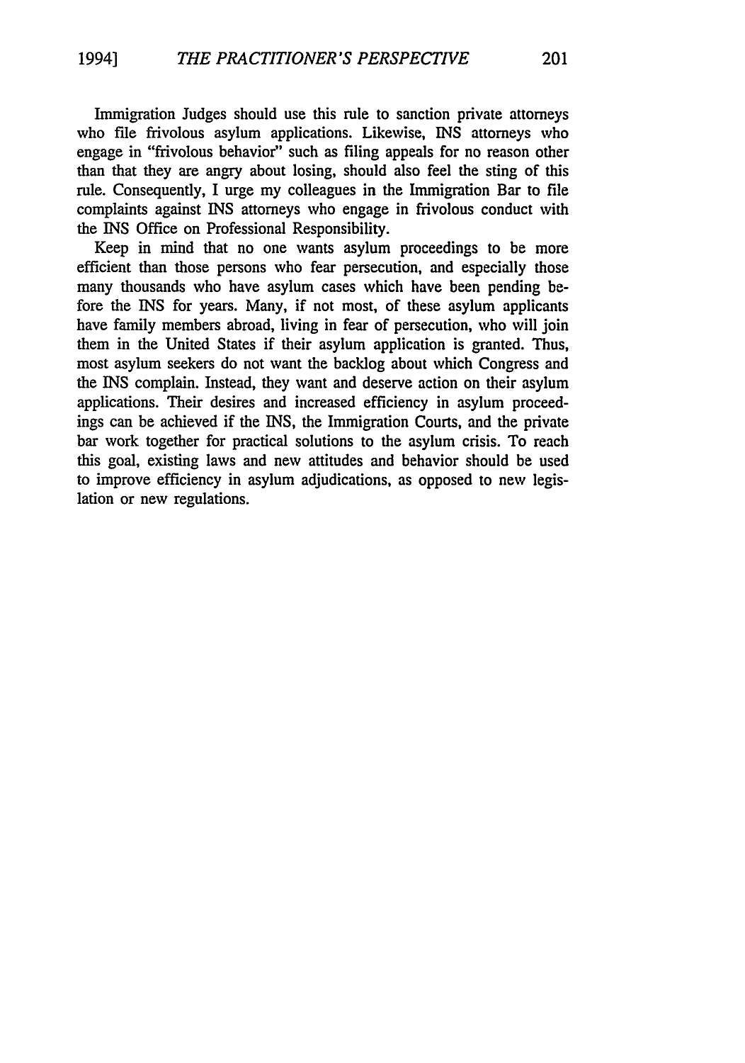Immigration Judges should use this rule to sanction private attorneys who file frivolous asylum applications. Likewise, INS attorneys who engage in "frivolous behavior" such as filing appeals for no reason other than that they are angry about losing, should also feel the sting of this rule. Consequently, I urge my colleagues in the Immigration Bar to file complaints against INS attorneys who engage in frivolous conduct with the INS Office on Professional Responsibility.

Keep in mind that no one wants asylum proceedings to be more efficient than those persons who fear persecution, and especially those many thousands who have asylum cases which have been pending before the INS for years. Many, if not most, of these asylum applicants have family members abroad, living in fear of persecution, who will join them in the United States if their asylum application is granted. Thus, most asylum seekers do not want the backlog about which Congress and the INS complain. Instead, they want and deserve action on their asylum applications. Their desires and increased efficiency in asylum proceedings can be achieved if the INS, the Immigration Courts, and the private bar work together for practical solutions to the asylum crisis. To reach this goal, existing laws and new attitudes and behavior should be used to improve efficiency in asylum adjudications, as opposed to new legislation or new regulations.